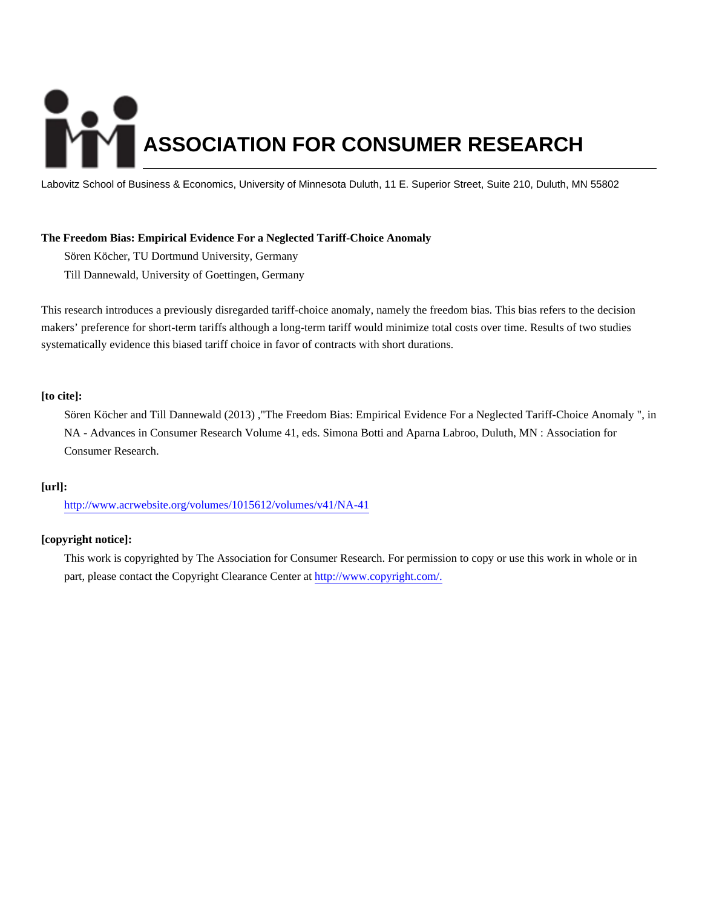# ASSOCIATION FOR CONSUMER RESEARCH

Labovitz School of Business & Economics, University of Minnesota Duluth, 11 E. Superior Street, Suite 210, Duluth, MN 55802

**The Freedom Bias: Empirical Evidence For a Neglected Tariff-Choice Anomaly**

Sören Köcher, TU Dortmund University, Germany

Till Dannewald, University of Goettingen, Germany

This research introduces a previously disregarded tariff-choice anomaly, namely the freedom bias. This bias refers to the decision makers' preference for short-term tariffs although a long-term tariff would minimize total costs over time. Results of two studies systematically evidence this biased tariff choice in favor of contracts with short durations.

**[to cite]:**

Sören Köcher and Till Dannewald (2013) ,"The Freedom Bias: Empirical Evidence For a Neglected Tariff-Choice Anomaly ", in NA - Advances in Consumer Research Volume 41, eds. Simona Botti and Aparna Labroo, Duluth, MN : Association for Consumer Research.

**[url]:**

http://www.acrwebsite.org/volumes/1015612/volumes/v41/NA-41

**[copyright notice]:**

This work is copyrighted by The Association for Consumer Research. For permission to copy or use this work in whole or in part, please contact the Copyright Clearance Center at http://www.copyright.com/.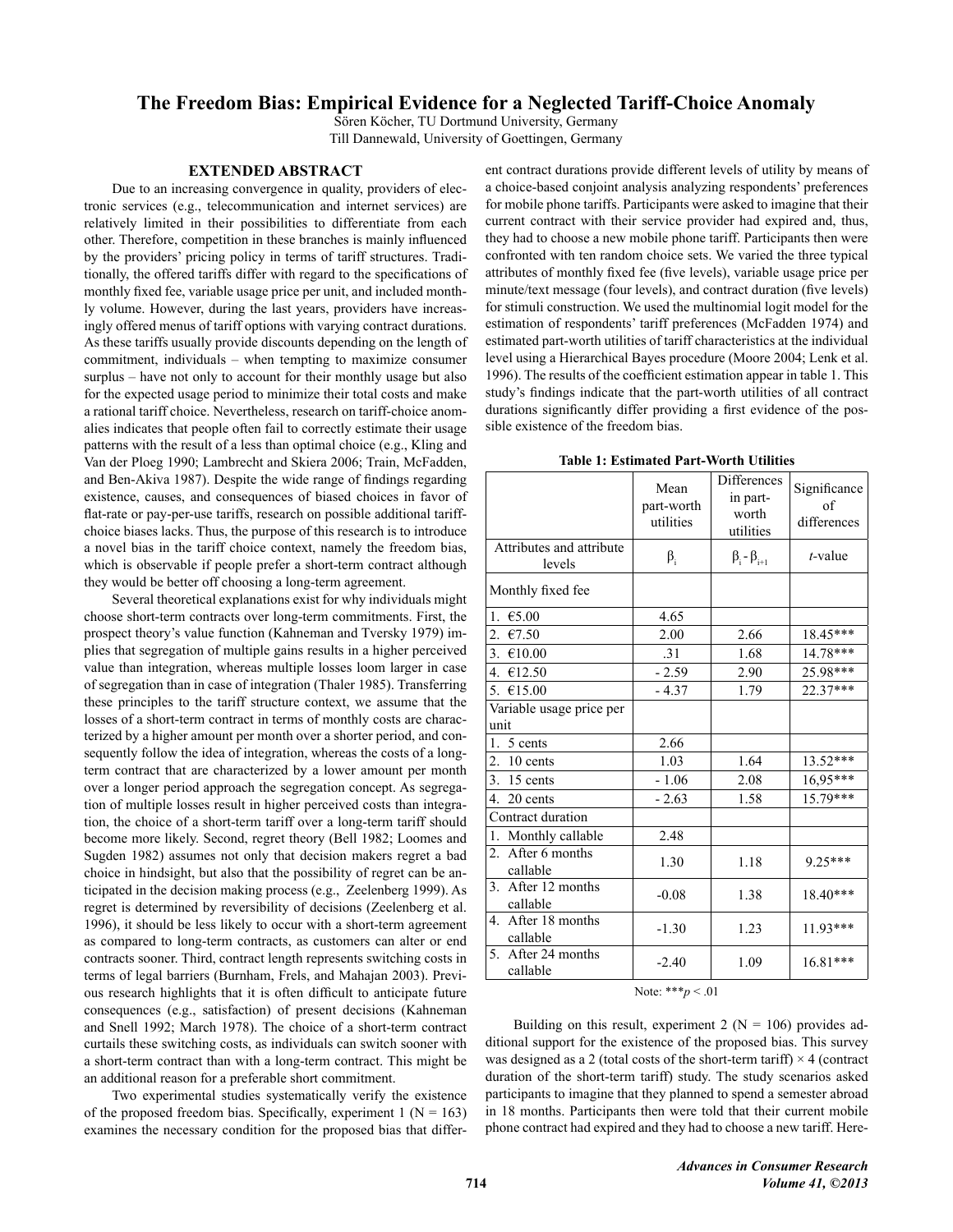# The Freedom Bias: Empirical Evidence for a Neglected Tariff-Choice Anomaly

Sören Köcher, TU Dortmund University, Germany
Till Dannewald, University of Goettingen, Germany

## EXTENDED ABSTRACT

Due to an increasing convergence in quality, providers of electronic services (e.g., telecommunication and internet services) are relatively limited in their possibilities to differentiate from each other. Therefore, competition in these branches is mainly influenced by the providers' pricing policy in terms of tariff structures. Traditionally, the offered tariffs differ with regard to the specifications of monthly fixed fee, variable usage price per unit, and included monthly volume. However, during the last years, providers have increasingly offered menus of tariff options with varying contract durations. As these tariffs usually provide discounts depending on the length of commitment, individuals – when tempting to maximize consumer surplus – have not only to account for their monthly usage but also for the expected usage period to minimize their total costs and make a rational tariff choice. Nevertheless, research on tariff-choice anomalies indicates that people often fail to correctly estimate their usage patterns with the result of a less than optimal choice (e.g., Kling and Van der Ploeg 1990; Lambrecht and Skiera 2006; Train, McFadden, and Ben-Akiva 1987). Despite the wide range of findings regarding existence, causes, and consequences of biased choices in favor of flat-rate or pay-per-use tariffs, research on possible additional tariff-choice biases lacks. Thus, the purpose of this research is to introduce a novel bias in the tariff choice context, namely the freedom bias, which is observable if people prefer a short-term contract although they would be better off choosing a long-term agreement.

Several theoretical explanations exist for why individuals might choose short-term contracts over long-term commitments. First, the prospect theory's value function (Kahneman and Tversky 1979) implies that segregation of multiple gains results in a higher perceived value than integration, whereas multiple losses loom larger in case of segregation than in case of integration (Thaler 1985). Transferring these principles to the tariff structure context, we assume that the losses of a short-term contract in terms of monthly costs are characterized by a higher amount per month over a shorter period, and consequently follow the idea of integration, whereas the costs of a long-term contract that are characterized by a lower amount per month over a longer period approach the segregation concept. As segregation of multiple losses result in higher perceived costs than integration, the choice of a short-term tariff over a long-term tariff should become more likely. Second, regret theory (Bell 1982; Loomes and Sugden 1982) assumes not only that decision makers regret a bad choice in hindsight, but also that the possibility of regret can be anticipated in the decision making process (e.g., Zeelenberg 1999). As regret is determined by reversibility of decisions (Zeelenberg et al. 1996), it should be less likely to occur with a short-term agreement as compared to long-term contracts, as customers can alter or end contracts sooner. Third, contract length represents switching costs in terms of legal barriers (Burnham, Frels, and Mahajan 2003). Previous research highlights that it is often difficult to anticipate future consequences (e.g., satisfaction) of present decisions (Kahneman and Snell 1992; March 1978). The choice of a short-term contract curtails these switching costs, as individuals can switch sooner with a short-term contract than with a long-term contract. This might be an additional reason for a preferable short commitment.

Two experimental studies systematically verify the existence of the proposed freedom bias. Specifically, experiment 1 (N = 163) examines the necessary condition for the proposed bias that different contract durations provide different levels of utility by means of a choice-based conjoint analysis analyzing respondents' preferences for mobile phone tariffs. Participants were asked to imagine that their current contract with their service provider had expired and, thus, they had to choose a new mobile phone tariff. Participants then were confronted with ten random choice sets. We varied the three typical attributes of monthly fixed fee (five levels), variable usage price per minute/text message (four levels), and contract duration (five levels) for stimuli construction. We used the multinomial logit model for the estimation of respondents' tariff preferences (McFadden 1974) and estimated part-worth utilities of tariff characteristics at the individual level using a Hierarchical Bayes procedure (Moore 2004; Lenk et al. 1996). The results of the coefficient estimation appear in table 1. This study's findings indicate that the part-worth utilities of all contract durations significantly differ providing a first evidence of the possible existence of the freedom bias.

**Table 1: Estimated Part-Worth Utilities**

| | Mean part-worth utilities | Differences in part-worth utilities | Significance of differences |
|---|---|---|---|
| Attributes and attribute levels | $\beta_i$ | $\beta_i - \beta_{i+1}$ | *t*-value |
| Monthly fixed fee | | | |
| 1. €5.00 | 4.65 | | |
| 2. €7.50 | 2.00 | 2.66 | 18.45*** |
| 3. €10.00 | .31 | 1.68 | 14.78*** |
| 4. €12.50 | - 2.59 | 2.90 | 25.98*** |
| 5. €15.00 | - 4.37 | 1.79 | 22.37*** |
| Variable usage price per unit | | | |
| 1. 5 cents | 2.66 | | |
| 2. 10 cents | 1.03 | 1.64 | 13.52*** |
| 3. 15 cents | - 1.06 | 2.08 | 16,95*** |
| 4. 20 cents | - 2.63 | 1.58 | 15.79*** |
| Contract duration | | | |
| 1. Monthly callable | 2.48 | | |
| 2. After 6 months callable | 1.30 | 1.18 | 9.25*** |
| 3. After 12 months callable | -0.08 | 1.38 | 18.40*** |
| 4. After 18 months callable | -1.30 | 1.23 | 11.93*** |
| 5. After 24 months callable | -2.40 | 1.09 | 16.81*** |

Note: ***$p < .01$

Building on this result, experiment 2 (N = 106) provides additional support for the existence of the proposed bias. This survey was designed as a 2 (total costs of the short-term tariff) × 4 (contract duration of the short-term tariff) study. The study scenarios asked participants to imagine that they planned to spend a semester abroad in 18 months. Participants then were told that their current mobile phone contract had expired and they had to choose a new tariff. Here-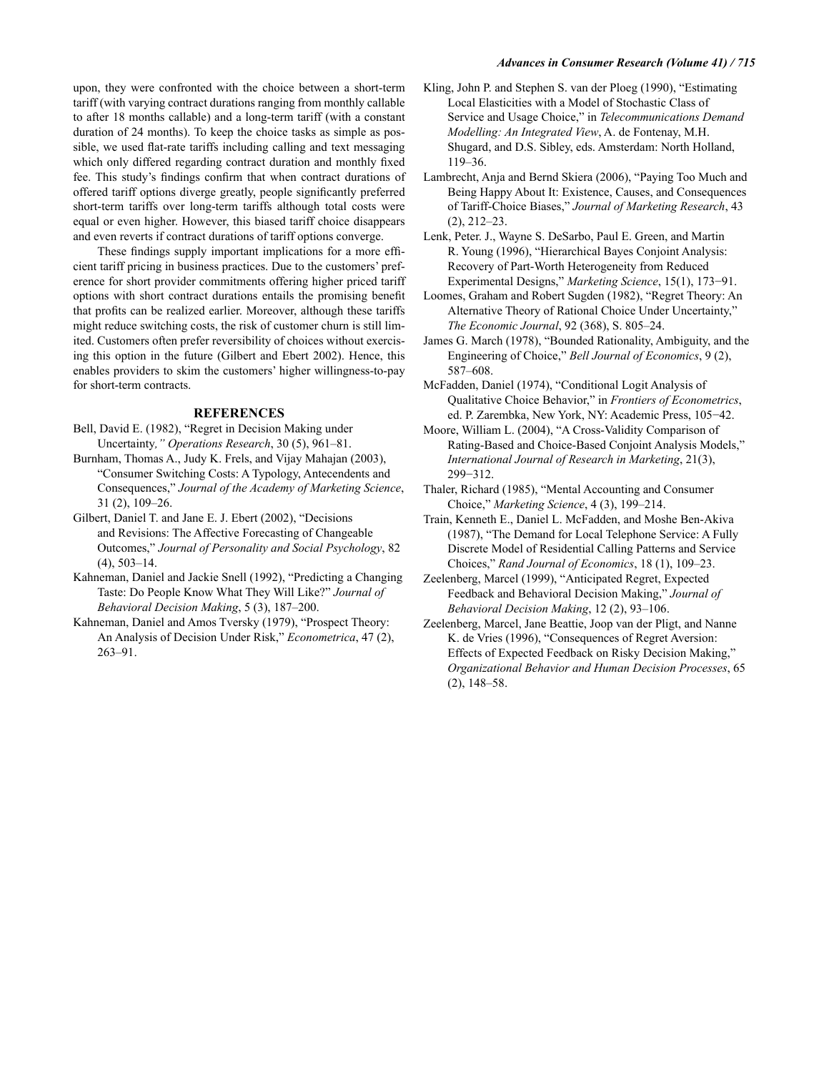upon, they were confronted with the choice between a short-term tariff (with varying contract durations ranging from monthly callable to after 18 months callable) and a long-term tariff (with a constant duration of 24 months). To keep the choice tasks as simple as possible, we used flat-rate tariffs including calling and text messaging which only differed regarding contract duration and monthly fixed fee. This study's findings confirm that when contract durations of offered tariff options diverge greatly, people significantly preferred short-term tariffs over long-term tariffs although total costs were equal or even higher. However, this biased tariff choice disappears and even reverts if contract durations of tariff options converge.

These findings supply important implications for a more efficient tariff pricing in business practices. Due to the customers' preference for short provider commitments offering higher priced tariff options with short contract durations entails the promising benefit that profits can be realized earlier. Moreover, although these tariffs might reduce switching costs, the risk of customer churn is still limited. Customers often prefer reversibility of choices without exercising this option in the future (Gilbert and Ebert 2002). Hence, this enables providers to skim the customers' higher willingness-to-pay for short-term contracts.

## REFERENCES

Bell, David E. (1982), "Regret in Decision Making under Uncertainty," *Operations Research*, 30 (5), 961–81.

Burnham, Thomas A., Judy K. Frels, and Vijay Mahajan (2003), "Consumer Switching Costs: A Typology, Antecendents and Consequences," *Journal of the Academy of Marketing Science*, 31 (2), 109–26.

Gilbert, Daniel T. and Jane E. J. Ebert (2002), "Decisions and Revisions: The Affective Forecasting of Changeable Outcomes," *Journal of Personality and Social Psychology*, 82 (4), 503–14.

Kahneman, Daniel and Jackie Snell (1992), "Predicting a Changing Taste: Do People Know What They Will Like?" *Journal of Behavioral Decision Making*, 5 (3), 187–200.

Kahneman, Daniel and Amos Tversky (1979), "Prospect Theory: An Analysis of Decision Under Risk," *Econometrica*, 47 (2), 263–91.

Kling, John P. and Stephen S. van der Ploeg (1990), "Estimating Local Elasticities with a Model of Stochastic Class of Service and Usage Choice," in *Telecommunications Demand Modelling: An Integrated View*, A. de Fontenay, M.H. Shugard, and D.S. Sibley, eds. Amsterdam: North Holland, 119–36.

Lambrecht, Anja and Bernd Skiera (2006), "Paying Too Much and Being Happy About It: Existence, Causes, and Consequences of Tariff-Choice Biases," *Journal of Marketing Research*, 43 (2), 212–23.

Lenk, Peter. J., Wayne S. DeSarbo, Paul E. Green, and Martin R. Young (1996), "Hierarchical Bayes Conjoint Analysis: Recovery of Part-Worth Heterogeneity from Reduced Experimental Designs," *Marketing Science*, 15(1), 173−91.

Loomes, Graham and Robert Sugden (1982), "Regret Theory: An Alternative Theory of Rational Choice Under Uncertainty," *The Economic Journal*, 92 (368), S. 805–24.

James G. March (1978), "Bounded Rationality, Ambiguity, and the Engineering of Choice," *Bell Journal of Economics*, 9 (2), 587–608.

McFadden, Daniel (1974), "Conditional Logit Analysis of Qualitative Choice Behavior," in *Frontiers of Econometrics*, ed. P. Zarembka, New York, NY: Academic Press, 105−42.

Moore, William L. (2004), "A Cross-Validity Comparison of Rating-Based and Choice-Based Conjoint Analysis Models," *International Journal of Research in Marketing*, 21(3), 299−312.

Thaler, Richard (1985), "Mental Accounting and Consumer Choice," *Marketing Science*, 4 (3), 199–214.

Train, Kenneth E., Daniel L. McFadden, and Moshe Ben-Akiva (1987), "The Demand for Local Telephone Service: A Fully Discrete Model of Residential Calling Patterns and Service Choices," *Rand Journal of Economics*, 18 (1), 109–23.

Zeelenberg, Marcel (1999), "Anticipated Regret, Expected Feedback and Behavioral Decision Making," *Journal of Behavioral Decision Making*, 12 (2), 93–106.

Zeelenberg, Marcel, Jane Beattie, Joop van der Pligt, and Nanne K. de Vries (1996), "Consequences of Regret Aversion: Effects of Expected Feedback on Risky Decision Making," *Organizational Behavior and Human Decision Processes*, 65 (2), 148–58.